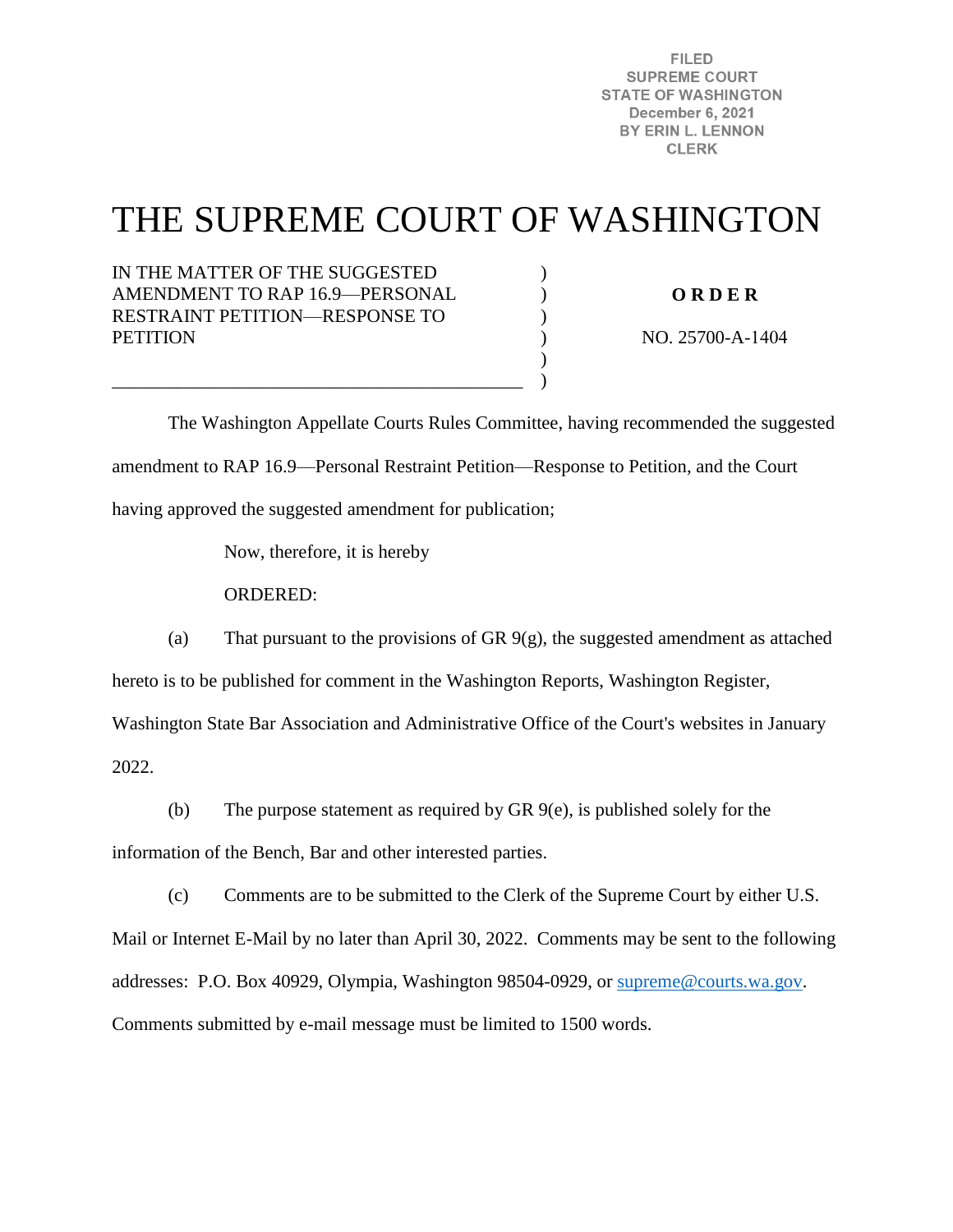FILED
SUPREME COURT
STATE OF WASHINGTON
December 6, 2021
BY ERIN L. LENNON
CLERK

# THE SUPREME COURT OF WASHINGTON

IN THE MATTER OF THE SUGGESTED AMENDMENT TO RAP 16.9—PERSONAL RESTRAINT PETITION—RESPONSE TO PETITION

**O R D E R**

NO. 25700-A-1404

The Washington Appellate Courts Rules Committee, having recommended the suggested amendment to RAP 16.9—Personal Restraint Petition—Response to Petition, and the Court having approved the suggested amendment for publication;

Now, therefore, it is hereby

ORDERED:

(a) That pursuant to the provisions of GR 9(g), the suggested amendment as attached hereto is to be published for comment in the Washington Reports, Washington Register, Washington State Bar Association and Administrative Office of the Court's websites in January 2022.

(b) The purpose statement as required by GR 9(e), is published solely for the information of the Bench, Bar and other interested parties.

(c) Comments are to be submitted to the Clerk of the Supreme Court by either U.S. Mail or Internet E-Mail by no later than April 30, 2022. Comments may be sent to the following addresses: P.O. Box 40929, Olympia, Washington 98504-0929, or supreme@courts.wa.gov. Comments submitted by e-mail message must be limited to 1500 words.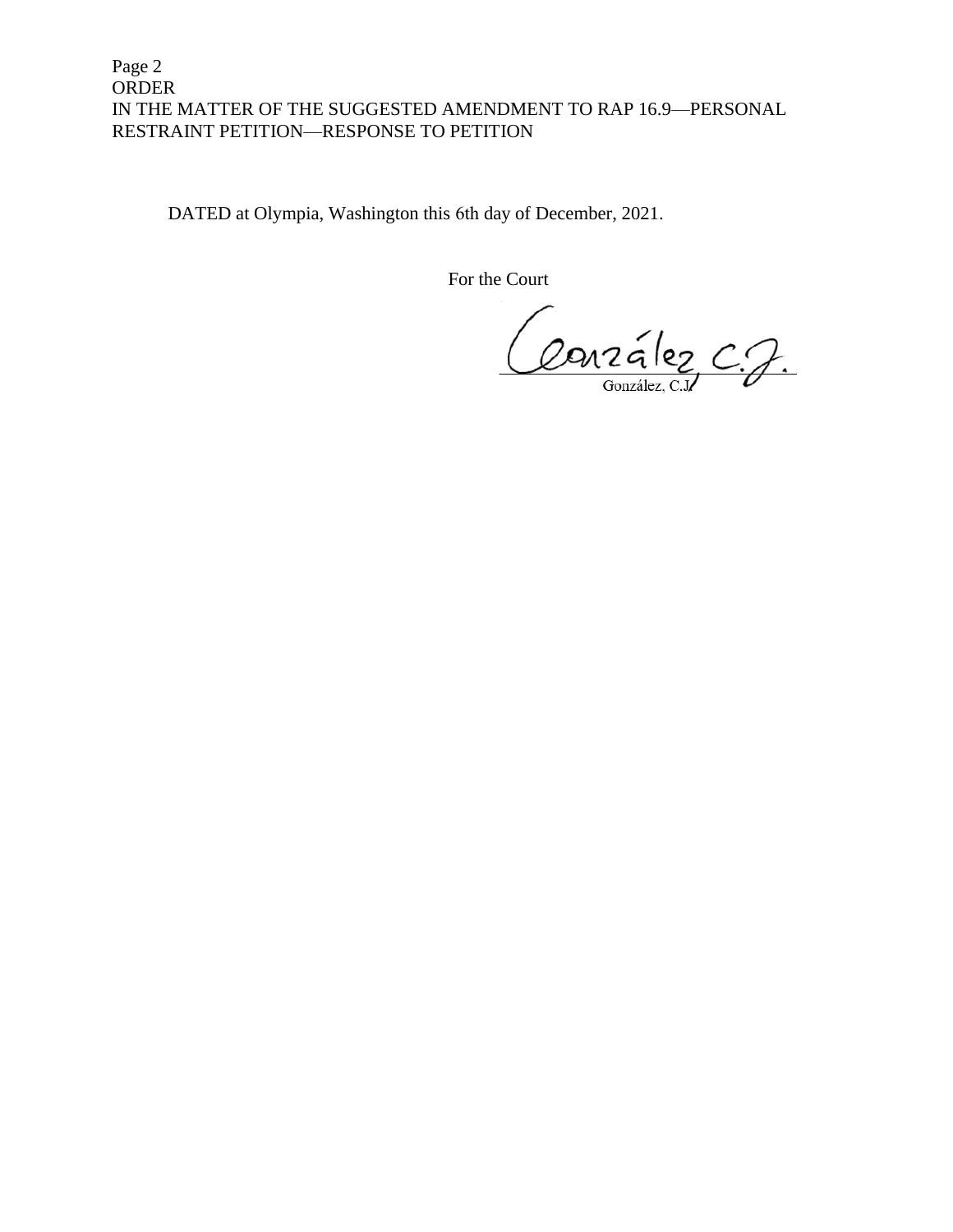DATED at Olympia, Washington this 6th day of December, 2021.

For the Court

González, C.J.

González, C.J.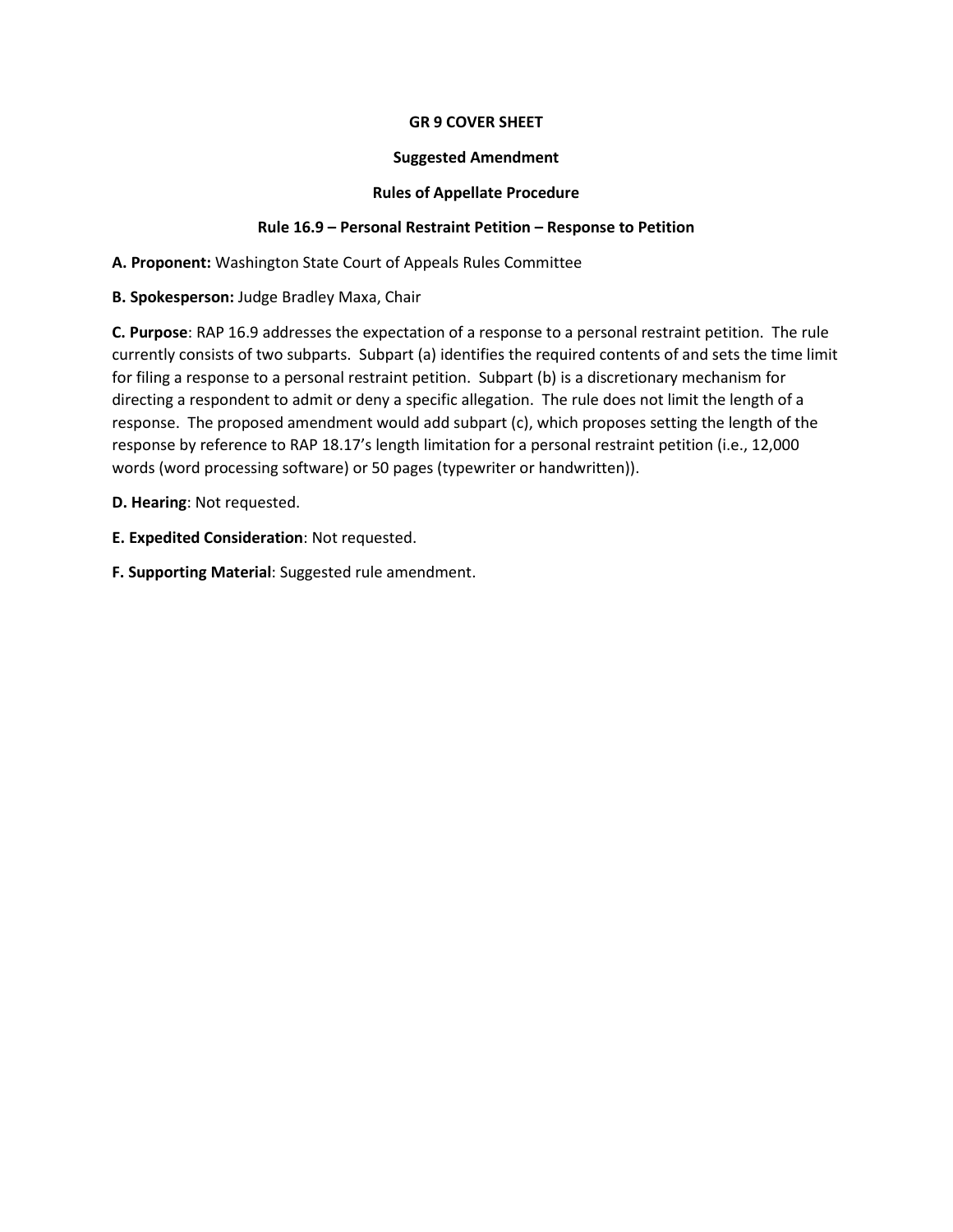**GR 9 COVER SHEET**

**Suggested Amendment**

**Rules of Appellate Procedure**

**Rule 16.9 – Personal Restraint Petition – Response to Petition**

**A. Proponent:** Washington State Court of Appeals Rules Committee

**B. Spokesperson:** Judge Bradley Maxa, Chair

**C. Purpose**: RAP 16.9 addresses the expectation of a response to a personal restraint petition. The rule currently consists of two subparts. Subpart (a) identifies the required contents of and sets the time limit for filing a response to a personal restraint petition. Subpart (b) is a discretionary mechanism for directing a respondent to admit or deny a specific allegation. The rule does not limit the length of a response. The proposed amendment would add subpart (c), which proposes setting the length of the response by reference to RAP 18.17's length limitation for a personal restraint petition (i.e., 12,000 words (word processing software) or 50 pages (typewriter or handwritten)).

**D. Hearing**: Not requested.

**E. Expedited Consideration**: Not requested.

**F. Supporting Material**: Suggested rule amendment.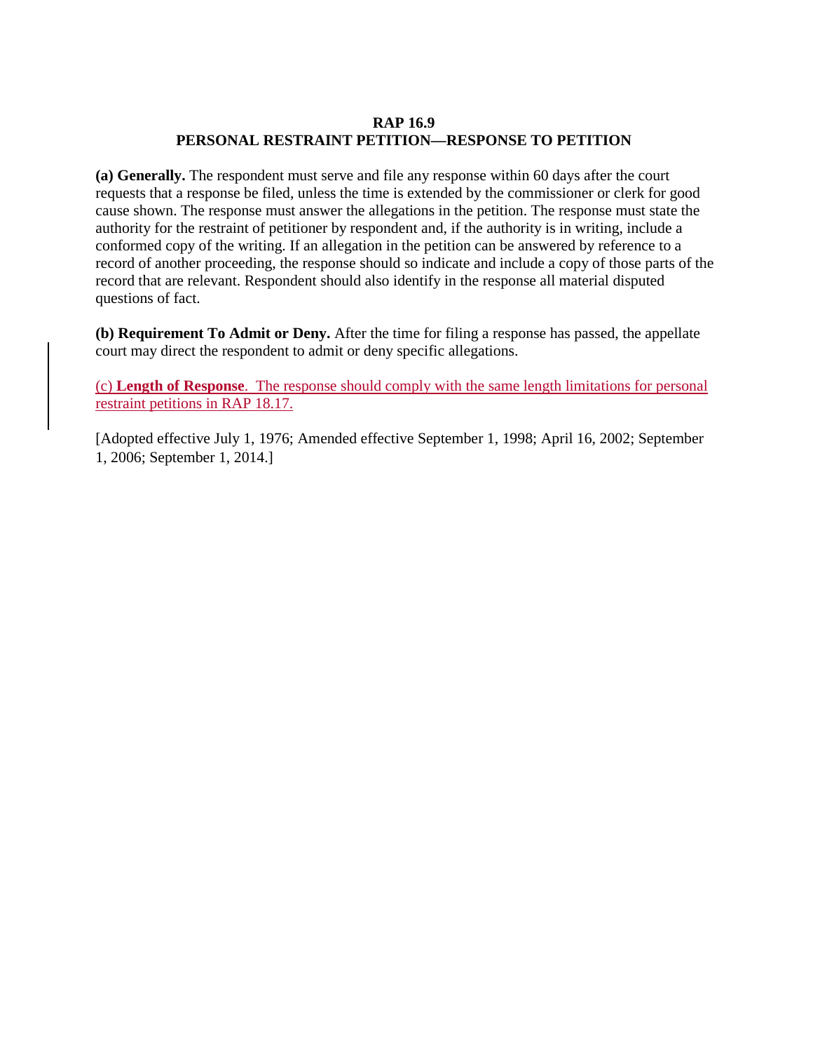**RAP 16.9**
**PERSONAL RESTRAINT PETITION—RESPONSE TO PETITION**

**(a) Generally.** The respondent must serve and file any response within 60 days after the court requests that a response be filed, unless the time is extended by the commissioner or clerk for good cause shown. The response must answer the allegations in the petition. The response must state the authority for the restraint of petitioner by respondent and, if the authority is in writing, include a conformed copy of the writing. If an allegation in the petition can be answered by reference to a record of another proceeding, the response should so indicate and include a copy of those parts of the record that are relevant. Respondent should also identify in the response all material disputed questions of fact.

**(b) Requirement To Admit or Deny.** After the time for filing a response has passed, the appellate court may direct the respondent to admit or deny specific allegations.

(c) **Length of Response**. The response should comply with the same length limitations for personal restraint petitions in RAP 18.17.

[Adopted effective July 1, 1976; Amended effective September 1, 1998; April 16, 2002; September 1, 2006; September 1, 2014.]